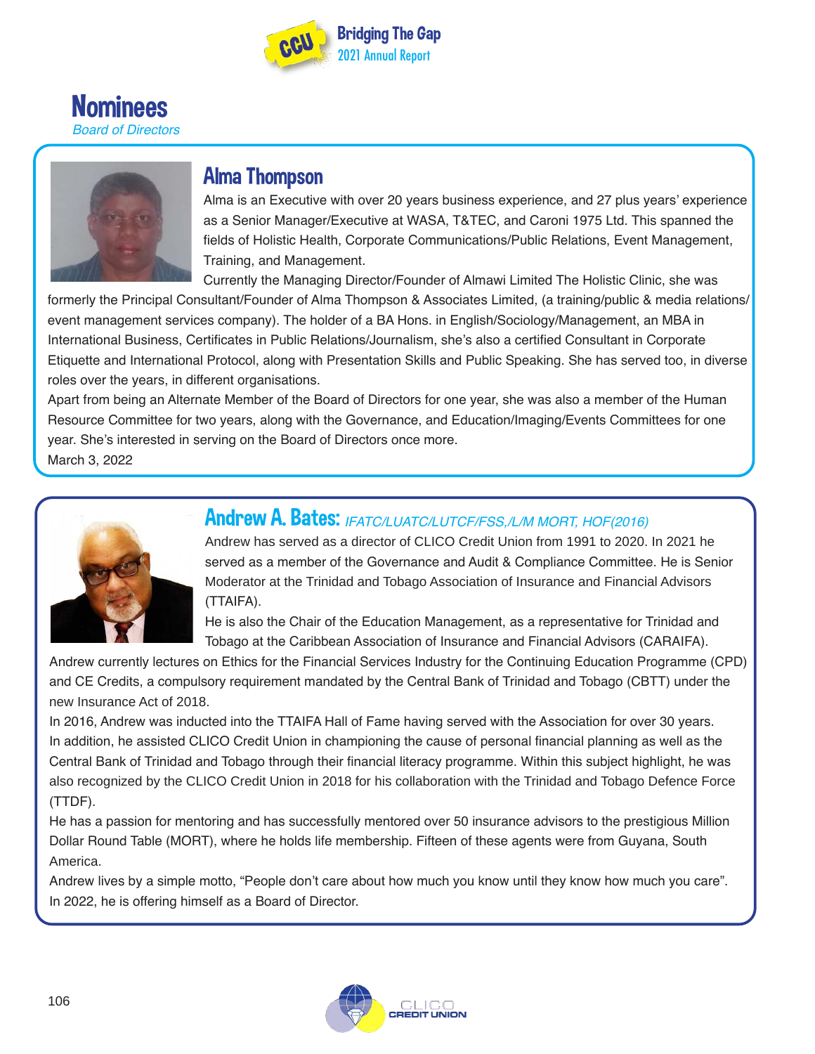# Nominees

*Board of Directors*

## Alma Thompson

Alma is an Executive with over 20 years business experience, and 27 plus years' experience as a Senior Manager/Executive at WASA, T&TEC, and Caroni 1975 Ltd. This spanned the fields of Holistic Health, Corporate Communications/Public Relations, Event Management, Training, and Management.

Currently the Managing Director/Founder of Almawi Limited The Holistic Clinic, she was formerly the Principal Consultant/Founder of Alma Thompson & Associates Limited, (a training/public & media relations/ event management services company). The holder of a BA Hons. in English/Sociology/Management, an MBA in International Business, Certificates in Public Relations/Journalism, she's also a certified Consultant in Corporate Etiquette and International Protocol, along with Presentation Skills and Public Speaking. She has served too, in diverse roles over the years, in different organisations.

Apart from being an Alternate Member of the Board of Directors for one year, she was also a member of the Human Resource Committee for two years, along with the Governance, and Education/Imaging/Events Committees for one year. She's interested in serving on the Board of Directors once more.

March 3, 2022

## Andrew A. Bates: *IFATC/LUATC/LUTCF/FSS,/L/M MORT, HOF(2016)*

Andrew has served as a director of CLICO Credit Union from 1991 to 2020. In 2021 he served as a member of the Governance and Audit & Compliance Committee. He is Senior Moderator at the Trinidad and Tobago Association of Insurance and Financial Advisors (TTAIFA).

He is also the Chair of the Education Management, as a representative for Trinidad and Tobago at the Caribbean Association of Insurance and Financial Advisors (CARAIFA).

Andrew currently lectures on Ethics for the Financial Services Industry for the Continuing Education Programme (CPD) and CE Credits, a compulsory requirement mandated by the Central Bank of Trinidad and Tobago (CBTT) under the new Insurance Act of 2018.

In 2016, Andrew was inducted into the TTAIFA Hall of Fame having served with the Association for over 30 years.

In addition, he assisted CLICO Credit Union in championing the cause of personal financial planning as well as the Central Bank of Trinidad and Tobago through their financial literacy programme. Within this subject highlight, he was also recognized by the CLICO Credit Union in 2018 for his collaboration with the Trinidad and Tobago Defence Force (TTDF).

He has a passion for mentoring and has successfully mentored over 50 insurance advisors to the prestigious Million Dollar Round Table (MORT), where he holds life membership. Fifteen of these agents were from Guyana, South America.

Andrew lives by a simple motto, "People don't care about how much you know until they know how much you care".

In 2022, he is offering himself as a Board of Director.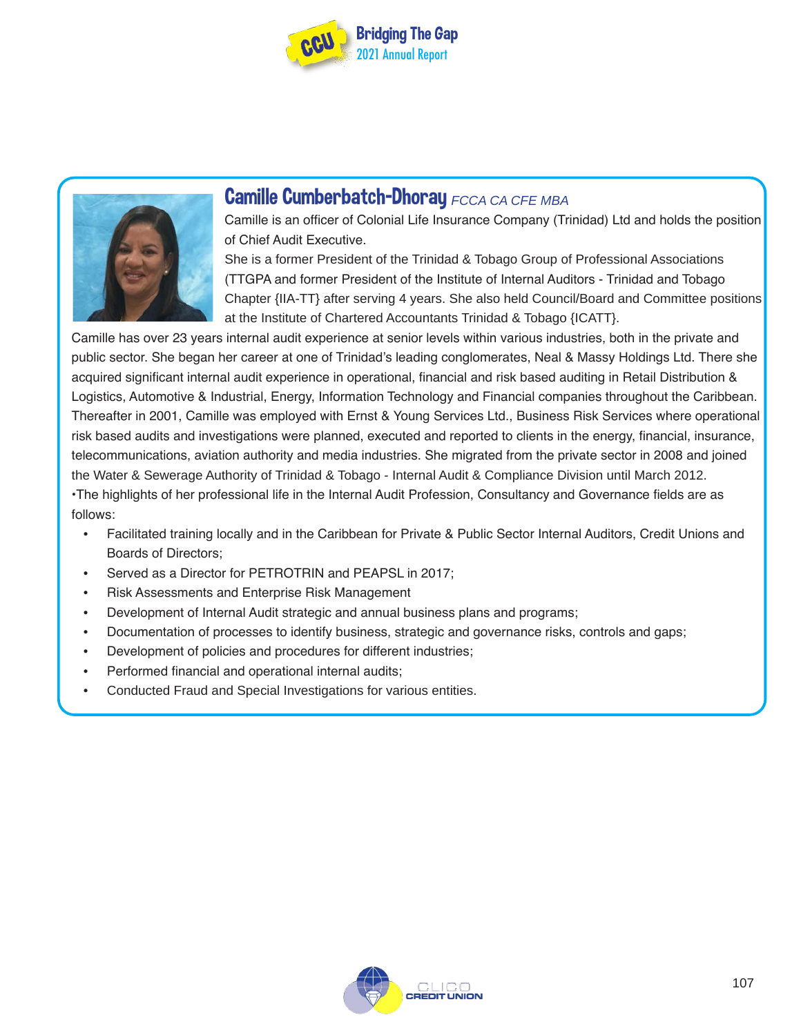## Camille Cumberbatch-Dhoray *FCCA CA CFE MBA*

Camille is an officer of Colonial Life Insurance Company (Trinidad) Ltd and holds the position of Chief Audit Executive.

She is a former President of the Trinidad & Tobago Group of Professional Associations (TTGPA and former President of the Institute of Internal Auditors - Trinidad and Tobago Chapter {IIA-TT} after serving 4 years. She also held Council/Board and Committee positions at the Institute of Chartered Accountants Trinidad & Tobago {ICATT}.

Camille has over 23 years internal audit experience at senior levels within various industries, both in the private and public sector. She began her career at one of Trinidad's leading conglomerates, Neal & Massy Holdings Ltd. There she acquired significant internal audit experience in operational, financial and risk based auditing in Retail Distribution & Logistics, Automotive & Industrial, Energy, Information Technology and Financial companies throughout the Caribbean. Thereafter in 2001, Camille was employed with Ernst & Young Services Ltd., Business Risk Services where operational risk based audits and investigations were planned, executed and reported to clients in the energy, financial, insurance, telecommunications, aviation authority and media industries. She migrated from the private sector in 2008 and joined the Water & Sewerage Authority of Trinidad & Tobago - Internal Audit & Compliance Division until March 2012.

•The highlights of her professional life in the Internal Audit Profession, Consultancy and Governance fields are as follows:

- Facilitated training locally and in the Caribbean for Private & Public Sector Internal Auditors, Credit Unions and Boards of Directors;
- Served as a Director for PETROTRIN and PEAPSL in 2017;
- Risk Assessments and Enterprise Risk Management
- Development of Internal Audit strategic and annual business plans and programs;
- Documentation of processes to identify business, strategic and governance risks, controls and gaps;
- Development of policies and procedures for different industries;
- Performed financial and operational internal audits;
- Conducted Fraud and Special Investigations for various entities.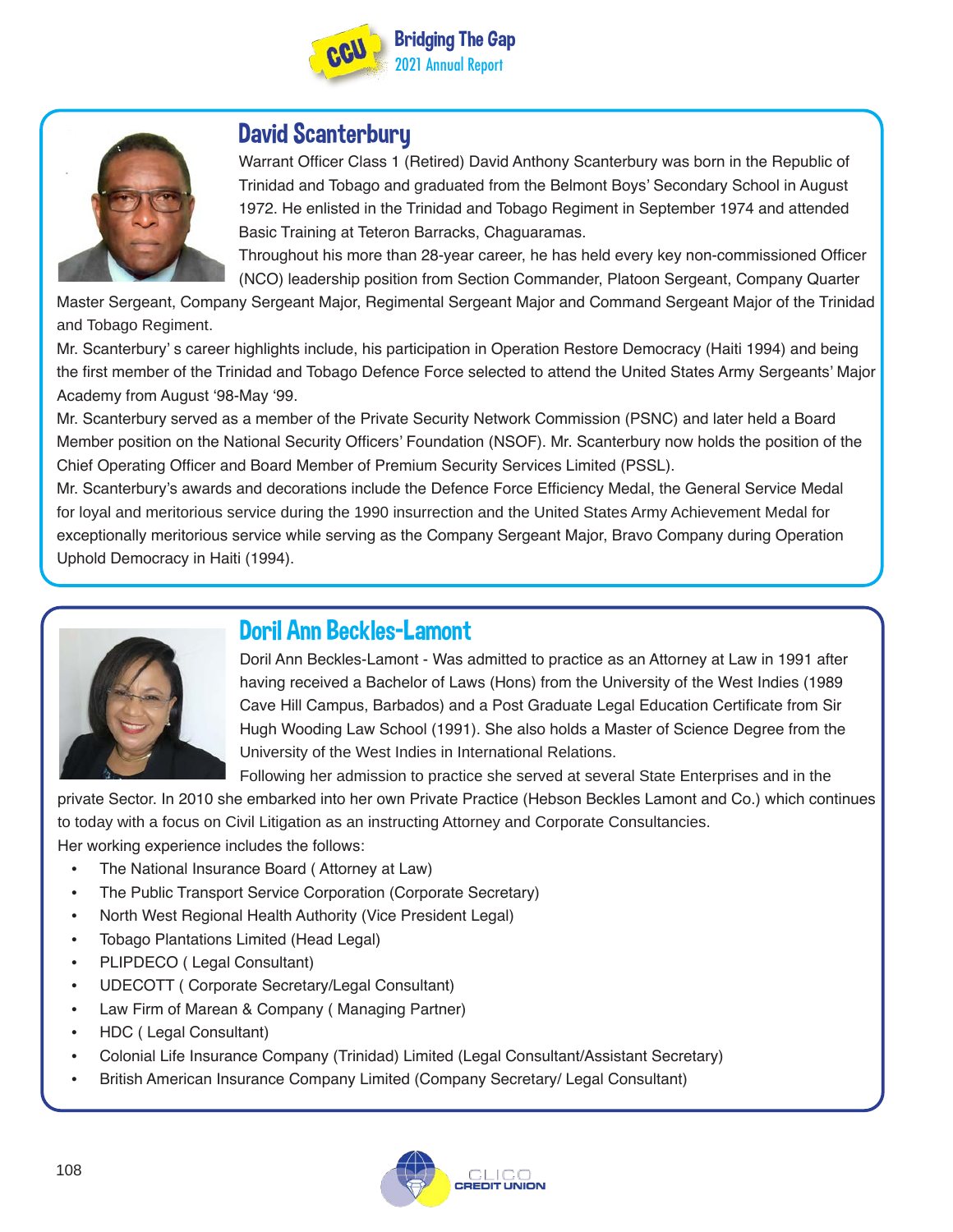## David Scanterbury

Warrant Officer Class 1 (Retired) David Anthony Scanterbury was born in the Republic of Trinidad and Tobago and graduated from the Belmont Boys' Secondary School in August 1972. He enlisted in the Trinidad and Tobago Regiment in September 1974 and attended Basic Training at Teteron Barracks, Chaguaramas.

Throughout his more than 28-year career, he has held every key non-commissioned Officer (NCO) leadership position from Section Commander, Platoon Sergeant, Company Quarter Master Sergeant, Company Sergeant Major, Regimental Sergeant Major and Command Sergeant Major of the Trinidad and Tobago Regiment.

Mr. Scanterbury' s career highlights include, his participation in Operation Restore Democracy (Haiti 1994) and being the first member of the Trinidad and Tobago Defence Force selected to attend the United States Army Sergeants' Major Academy from August '98-May '99.

Mr. Scanterbury served as a member of the Private Security Network Commission (PSNC) and later held a Board Member position on the National Security Officers' Foundation (NSOF). Mr. Scanterbury now holds the position of the Chief Operating Officer and Board Member of Premium Security Services Limited (PSSL).

Mr. Scanterbury's awards and decorations include the Defence Force Efficiency Medal, the General Service Medal for loyal and meritorious service during the 1990 insurrection and the United States Army Achievement Medal for exceptionally meritorious service while serving as the Company Sergeant Major, Bravo Company during Operation Uphold Democracy in Haiti (1994).

## Doril Ann Beckles-Lamont

Doril Ann Beckles-Lamont - Was admitted to practice as an Attorney at Law in 1991 after having received a Bachelor of Laws (Hons) from the University of the West Indies (1989 Cave Hill Campus, Barbados) and a Post Graduate Legal Education Certificate from Sir Hugh Wooding Law School (1991). She also holds a Master of Science Degree from the University of the West Indies in International Relations.

Following her admission to practice she served at several State Enterprises and in the private Sector. In 2010 she embarked into her own Private Practice (Hebson Beckles Lamont and Co.) which continues to today with a focus on Civil Litigation as an instructing Attorney and Corporate Consultancies.

Her working experience includes the follows:

- The National Insurance Board ( Attorney at Law)
- The Public Transport Service Corporation (Corporate Secretary)
- North West Regional Health Authority (Vice President Legal)
- Tobago Plantations Limited (Head Legal)
- PLIPDECO ( Legal Consultant)
- UDECOTT ( Corporate Secretary/Legal Consultant)
- Law Firm of Marean & Company ( Managing Partner)
- HDC ( Legal Consultant)
- Colonial Life Insurance Company (Trinidad) Limited (Legal Consultant/Assistant Secretary)
- British American Insurance Company Limited (Company Secretary/ Legal Consultant)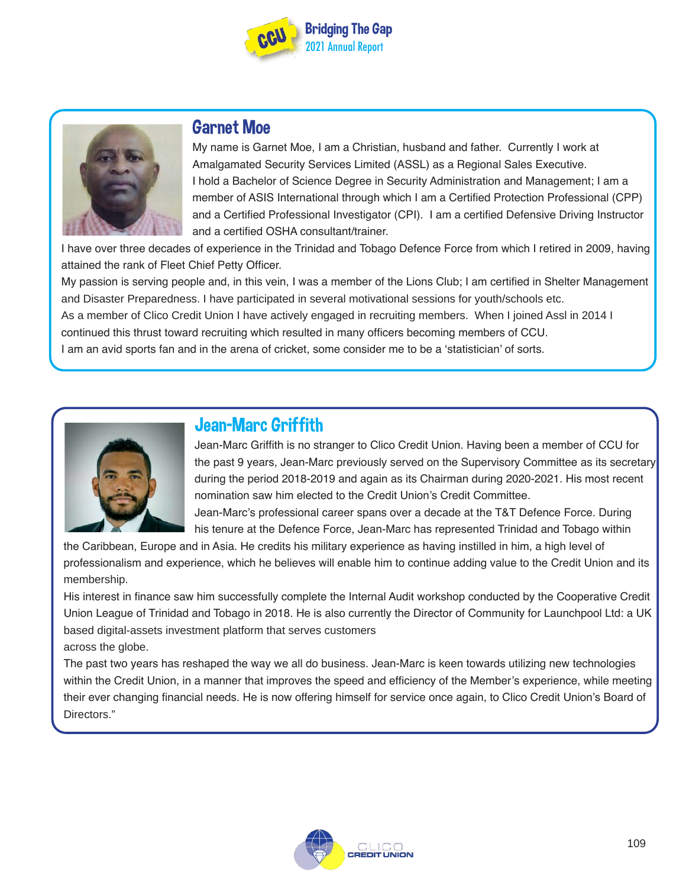## Garnet Moe

My name is Garnet Moe, I am a Christian, husband and father. Currently I work at Amalgamated Security Services Limited (ASSL) as a Regional Sales Executive.

I hold a Bachelor of Science Degree in Security Administration and Management; I am a member of ASIS International through which I am a Certified Protection Professional (CPP) and a Certified Professional Investigator (CPI). I am a certified Defensive Driving Instructor and a certified OSHA consultant/trainer.

I have over three decades of experience in the Trinidad and Tobago Defence Force from which I retired in 2009, having attained the rank of Fleet Chief Petty Officer.

My passion is serving people and, in this vein, I was a member of the Lions Club; I am certified in Shelter Management and Disaster Preparedness. I have participated in several motivational sessions for youth/schools etc.

As a member of Clico Credit Union I have actively engaged in recruiting members. When I joined Assl in 2014 I continued this thrust toward recruiting which resulted in many officers becoming members of CCU.

I am an avid sports fan and in the arena of cricket, some consider me to be a 'statistician' of sorts.

## Jean-Marc Griffith

Jean-Marc Griffith is no stranger to Clico Credit Union. Having been a member of CCU for the past 9 years, Jean-Marc previously served on the Supervisory Committee as its secretary during the period 2018-2019 and again as its Chairman during 2020-2021. His most recent nomination saw him elected to the Credit Union's Credit Committee.

Jean-Marc's professional career spans over a decade at the T&T Defence Force. During his tenure at the Defence Force, Jean-Marc has represented Trinidad and Tobago within the Caribbean, Europe and in Asia. He credits his military experience as having instilled in him, a high level of professionalism and experience, which he believes will enable him to continue adding value to the Credit Union and its membership.

His interest in finance saw him successfully complete the Internal Audit workshop conducted by the Cooperative Credit Union League of Trinidad and Tobago in 2018. He is also currently the Director of Community for Launchpool Ltd: a UK based digital-assets investment platform that serves customers across the globe.

The past two years has reshaped the way we all do business. Jean-Marc is keen towards utilizing new technologies within the Credit Union, in a manner that improves the speed and efficiency of the Member's experience, while meeting their ever changing financial needs. He is now offering himself for service once again, to Clico Credit Union's Board of Directors."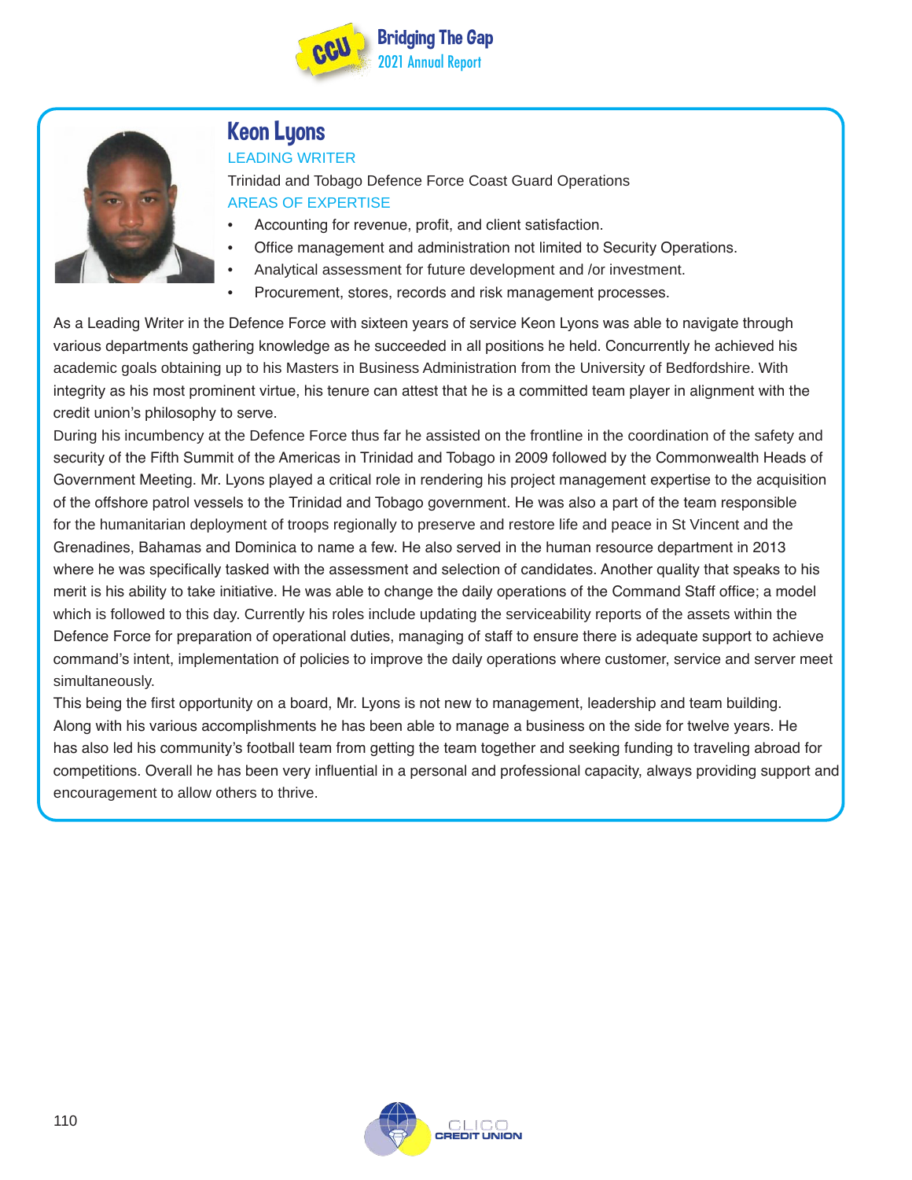# Keon Lyons

LEADING WRITER

Trinidad and Tobago Defence Force Coast Guard Operations

AREAS OF EXPERTISE

- Accounting for revenue, profit, and client satisfaction.
- Office management and administration not limited to Security Operations.
- Analytical assessment for future development and /or investment.
- Procurement, stores, records and risk management processes.

As a Leading Writer in the Defence Force with sixteen years of service Keon Lyons was able to navigate through various departments gathering knowledge as he succeeded in all positions he held. Concurrently he achieved his academic goals obtaining up to his Masters in Business Administration from the University of Bedfordshire. With integrity as his most prominent virtue, his tenure can attest that he is a committed team player in alignment with the credit union's philosophy to serve.

During his incumbency at the Defence Force thus far he assisted on the frontline in the coordination of the safety and security of the Fifth Summit of the Americas in Trinidad and Tobago in 2009 followed by the Commonwealth Heads of Government Meeting. Mr. Lyons played a critical role in rendering his project management expertise to the acquisition of the offshore patrol vessels to the Trinidad and Tobago government. He was also a part of the team responsible for the humanitarian deployment of troops regionally to preserve and restore life and peace in St Vincent and the Grenadines, Bahamas and Dominica to name a few. He also served in the human resource department in 2013 where he was specifically tasked with the assessment and selection of candidates. Another quality that speaks to his merit is his ability to take initiative. He was able to change the daily operations of the Command Staff office; a model which is followed to this day. Currently his roles include updating the serviceability reports of the assets within the Defence Force for preparation of operational duties, managing of staff to ensure there is adequate support to achieve command's intent, implementation of policies to improve the daily operations where customer, service and server meet simultaneously.

This being the first opportunity on a board, Mr. Lyons is not new to management, leadership and team building. Along with his various accomplishments he has been able to manage a business on the side for twelve years. He has also led his community's football team from getting the team together and seeking funding to traveling abroad for competitions. Overall he has been very influential in a personal and professional capacity, always providing support and encouragement to allow others to thrive.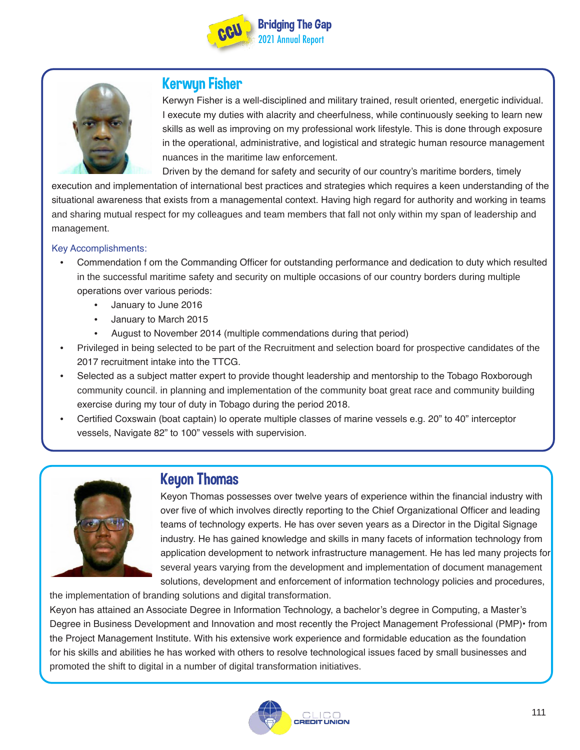## Kerwyn Fisher

Kerwyn Fisher is a well-disciplined and military trained, result oriented, energetic individual. I execute my duties with alacrity and cheerfulness, while continuously seeking to learn new skills as well as improving on my professional work lifestyle. This is done through exposure in the operational, administrative, and logistical and strategic human resource management nuances in the maritime law enforcement.

Driven by the demand for safety and security of our country's maritime borders, timely execution and implementation of international best practices and strategies which requires a keen understanding of the situational awareness that exists from a managemental context. Having high regard for authority and working in teams and sharing mutual respect for my colleagues and team members that fall not only within my span of leadership and management.

Key Accomplishments:

- Commendation f om the Commanding Officer for outstanding performance and dedication to duty which resulted in the successful maritime safety and security on multiple occasions of our country borders during multiple operations over various periods:
  - January to June 2016
  - January to March 2015
  - August to November 2014 (multiple commendations during that period)
- Privileged in being selected to be part of the Recruitment and selection board for prospective candidates of the 2017 recruitment intake into the TTCG.
- Selected as a subject matter expert to provide thought leadership and mentorship to the Tobago Roxborough community council. in planning and implementation of the community boat great race and community building exercise during my tour of duty in Tobago during the period 2018.
- Certified Coxswain (boat captain) lo operate multiple classes of marine vessels e.g. 20" to 40" interceptor vessels, Navigate 82" to 100" vessels with supervision.

## Keyon Thomas

Keyon Thomas possesses over twelve years of experience within the financial industry with over five of which involves directly reporting to the Chief Organizational Officer and leading teams of technology experts. He has over seven years as a Director in the Digital Signage industry. He has gained knowledge and skills in many facets of information technology from application development to network infrastructure management. He has led many projects for several years varying from the development and implementation of document management solutions, development and enforcement of information technology policies and procedures, the implementation of branding solutions and digital transformation.

Keyon has attained an Associate Degree in Information Technology, a bachelor's degree in Computing, a Master's Degree in Business Development and Innovation and most recently the Project Management Professional (PMP)• from the Project Management Institute. With his extensive work experience and formidable education as the foundation for his skills and abilities he has worked with others to resolve technological issues faced by small businesses and promoted the shift to digital in a number of digital transformation initiatives.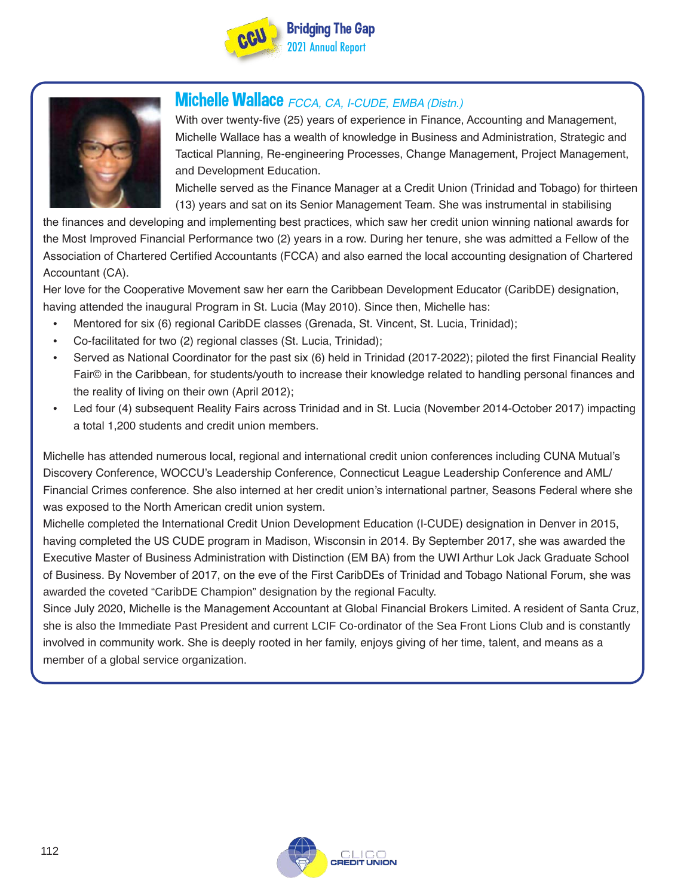## Michelle Wallace *FCCA, CA, I-CUDE, EMBA (Distn.)*

With over twenty-five (25) years of experience in Finance, Accounting and Management, Michelle Wallace has a wealth of knowledge in Business and Administration, Strategic and Tactical Planning, Re-engineering Processes, Change Management, Project Management, and Development Education.

Michelle served as the Finance Manager at a Credit Union (Trinidad and Tobago) for thirteen (13) years and sat on its Senior Management Team. She was instrumental in stabilising the finances and developing and implementing best practices, which saw her credit union winning national awards for the Most Improved Financial Performance two (2) years in a row. During her tenure, she was admitted a Fellow of the Association of Chartered Certified Accountants (FCCA) and also earned the local accounting designation of Chartered Accountant (CA).

Her love for the Cooperative Movement saw her earn the Caribbean Development Educator (CaribDE) designation, having attended the inaugural Program in St. Lucia (May 2010). Since then, Michelle has:

- Mentored for six (6) regional CaribDE classes (Grenada, St. Vincent, St. Lucia, Trinidad);
- Co-facilitated for two (2) regional classes (St. Lucia, Trinidad);
- Served as National Coordinator for the past six (6) held in Trinidad (2017-2022); piloted the first Financial Reality Fair© in the Caribbean, for students/youth to increase their knowledge related to handling personal finances and the reality of living on their own (April 2012);
- Led four (4) subsequent Reality Fairs across Trinidad and in St. Lucia (November 2014-October 2017) impacting a total 1,200 students and credit union members.

Michelle has attended numerous local, regional and international credit union conferences including CUNA Mutual's Discovery Conference, WOCCU's Leadership Conference, Connecticut League Leadership Conference and AML/Financial Crimes conference. She also interned at her credit union's international partner, Seasons Federal where she was exposed to the North American credit union system.

Michelle completed the International Credit Union Development Education (I-CUDE) designation in Denver in 2015, having completed the US CUDE program in Madison, Wisconsin in 2014. By September 2017, she was awarded the Executive Master of Business Administration with Distinction (EM BA) from the UWI Arthur Lok Jack Graduate School of Business. By November of 2017, on the eve of the First CaribDEs of Trinidad and Tobago National Forum, she was awarded the coveted "CaribDE Champion" designation by the regional Faculty.

Since July 2020, Michelle is the Management Accountant at Global Financial Brokers Limited. A resident of Santa Cruz, she is also the Immediate Past President and current LCIF Co-ordinator of the Sea Front Lions Club and is constantly involved in community work. She is deeply rooted in her family, enjoys giving of her time, talent, and means as a member of a global service organization.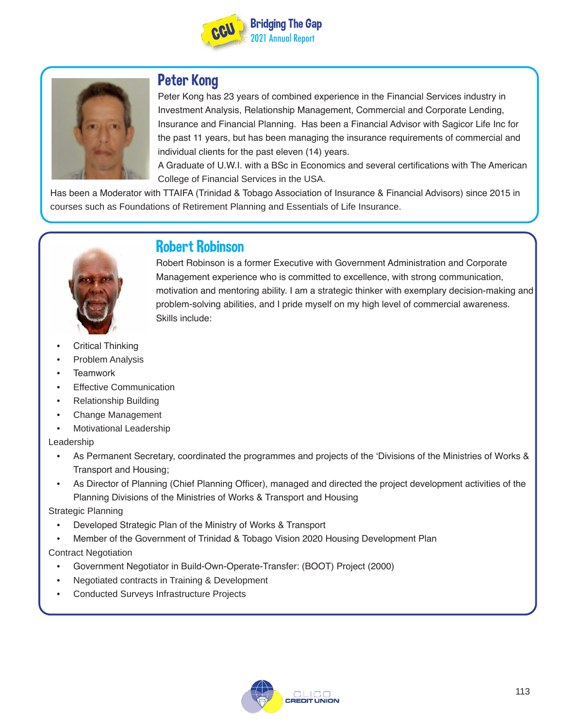## Peter Kong

Peter Kong has 23 years of combined experience in the Financial Services industry in Investment Analysis, Relationship Management, Commercial and Corporate Lending, Insurance and Financial Planning. Has been a Financial Advisor with Sagicor Life Inc for the past 11 years, but has been managing the insurance requirements of commercial and individual clients for the past eleven (14) years.

A Graduate of U.W.I. with a BSc in Economics and several certifications with The American College of Financial Services in the USA.

Has been a Moderator with TTAIFA (Trinidad & Tobago Association of Insurance & Financial Advisors) since 2015 in courses such as Foundations of Retirement Planning and Essentials of Life Insurance.

## Robert Robinson

Robert Robinson is a former Executive with Government Administration and Corporate Management experience who is committed to excellence, with strong communication, motivation and mentoring ability. I am a strategic thinker with exemplary decision-making and problem-solving abilities, and I pride myself on my high level of commercial awareness. Skills include:

- Critical Thinking
- Problem Analysis
- Teamwork
- Effective Communication
- Relationship Building
- Change Management
- Motivational Leadership

Leadership

- As Permanent Secretary, coordinated the programmes and projects of the 'Divisions of the Ministries of Works & Transport and Housing;
- As Director of Planning (Chief Planning Officer), managed and directed the project development activities of the Planning Divisions of the Ministries of Works & Transport and Housing

Strategic Planning

- Developed Strategic Plan of the Ministry of Works & Transport
- Member of the Government of Trinidad & Tobago Vision 2020 Housing Development Plan

Contract Negotiation

- Government Negotiator in Build-Own-Operate-Transfer: (BOOT) Project (2000)
- Negotiated contracts in Training & Development
- Conducted Surveys Infrastructure Projects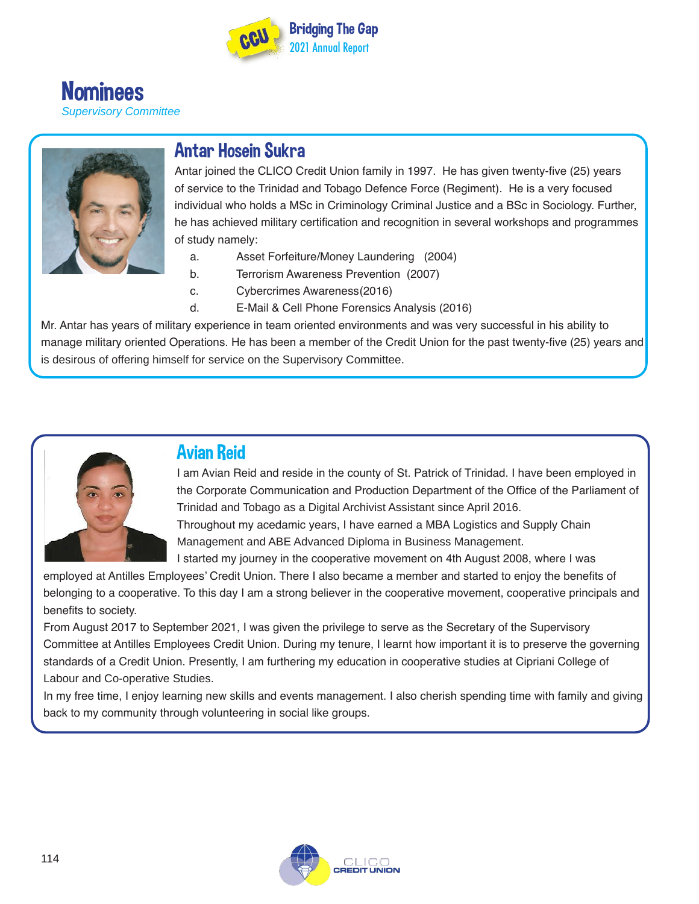# Nominees

*Supervisory Committee*

## Antar Hosein Sukra

Antar joined the CLICO Credit Union family in 1997. He has given twenty-five (25) years of service to the Trinidad and Tobago Defence Force (Regiment). He is a very focused individual who holds a MSc in Criminology Criminal Justice and a BSc in Sociology. Further, he has achieved military certification and recognition in several workshops and programmes of study namely:

a. Asset Forfeiture/Money Laundering (2004)
b. Terrorism Awareness Prevention (2007)
c. Cybercrimes Awareness(2016)
d. E-Mail & Cell Phone Forensics Analysis (2016)

Mr. Antar has years of military experience in team oriented environments and was very successful in his ability to manage military oriented Operations. He has been a member of the Credit Union for the past twenty-five (25) years and is desirous of offering himself for service on the Supervisory Committee.

## Avian Reid

I am Avian Reid and reside in the county of St. Patrick of Trinidad. I have been employed in the Corporate Communication and Production Department of the Office of the Parliament of Trinidad and Tobago as a Digital Archivist Assistant since April 2016.

Throughout my acedamic years, I have earned a MBA Logistics and Supply Chain Management and ABE Advanced Diploma in Business Management.

I started my journey in the cooperative movement on 4th August 2008, where I was employed at Antilles Employees' Credit Union. There I also became a member and started to enjoy the benefits of belonging to a cooperative. To this day I am a strong believer in the cooperative movement, cooperative principals and benefits to society.

From August 2017 to September 2021, I was given the privilege to serve as the Secretary of the Supervisory Committee at Antilles Employees Credit Union. During my tenure, I learnt how important it is to preserve the governing standards of a Credit Union. Presently, I am furthering my education in cooperative studies at Cipriani College of Labour and Co-operative Studies.

In my free time, I enjoy learning new skills and events management. I also cherish spending time with family and giving back to my community through volunteering in social like groups.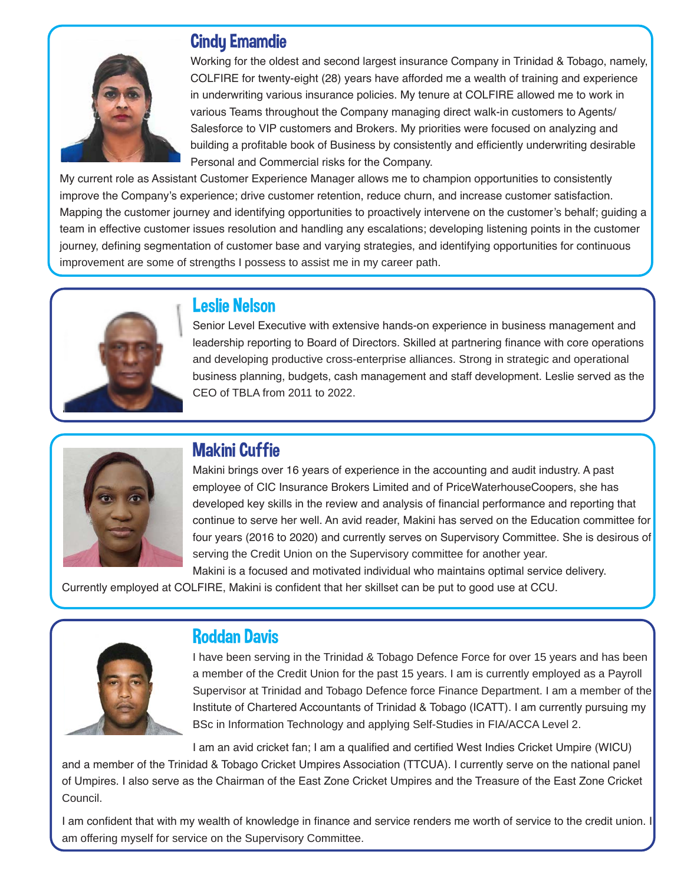## Cindy Emamdie

Working for the oldest and second largest insurance Company in Trinidad & Tobago, namely, COLFIRE for twenty-eight (28) years have afforded me a wealth of training and experience in underwriting various insurance policies. My tenure at COLFIRE allowed me to work in various Teams throughout the Company managing direct walk-in customers to Agents/ Salesforce to VIP customers and Brokers. My priorities were focused on analyzing and building a profitable book of Business by consistently and efficiently underwriting desirable Personal and Commercial risks for the Company.

My current role as Assistant Customer Experience Manager allows me to champion opportunities to consistently improve the Company's experience; drive customer retention, reduce churn, and increase customer satisfaction. Mapping the customer journey and identifying opportunities to proactively intervene on the customer's behalf; guiding a team in effective customer issues resolution and handling any escalations; developing listening points in the customer journey, defining segmentation of customer base and varying strategies, and identifying opportunities for continuous improvement are some of strengths I possess to assist me in my career path.

## Leslie Nelson

Senior Level Executive with extensive hands-on experience in business management and leadership reporting to Board of Directors. Skilled at partnering finance with core operations and developing productive cross-enterprise alliances. Strong in strategic and operational business planning, budgets, cash management and staff development. Leslie served as the CEO of TBLA from 2011 to 2022.

## Makini Cuffie

Makini brings over 16 years of experience in the accounting and audit industry. A past employee of CIC Insurance Brokers Limited and of PriceWaterhouseCoopers, she has developed key skills in the review and analysis of financial performance and reporting that continue to serve her well. An avid reader, Makini has served on the Education committee for four years (2016 to 2020) and currently serves on Supervisory Committee. She is desirous of serving the Credit Union on the Supervisory committee for another year.

Makini is a focused and motivated individual who maintains optimal service delivery. Currently employed at COLFIRE, Makini is confident that her skillset can be put to good use at CCU.

## Roddan Davis

I have been serving in the Trinidad & Tobago Defence Force for over 15 years and has been a member of the Credit Union for the past 15 years. I am is currently employed as a Payroll Supervisor at Trinidad and Tobago Defence force Finance Department. I am a member of the Institute of Chartered Accountants of Trinidad & Tobago (ICATT). I am currently pursuing my BSc in Information Technology and applying Self-Studies in FIA/ACCA Level 2.

I am an avid cricket fan; I am a qualified and certified West Indies Cricket Umpire (WICU) and a member of the Trinidad & Tobago Cricket Umpires Association (TTCUA). I currently serve on the national panel of Umpires. I also serve as the Chairman of the East Zone Cricket Umpires and the Treasure of the East Zone Cricket Council.

I am confident that with my wealth of knowledge in finance and service renders me worth of service to the credit union. I am offering myself for service on the Supervisory Committee.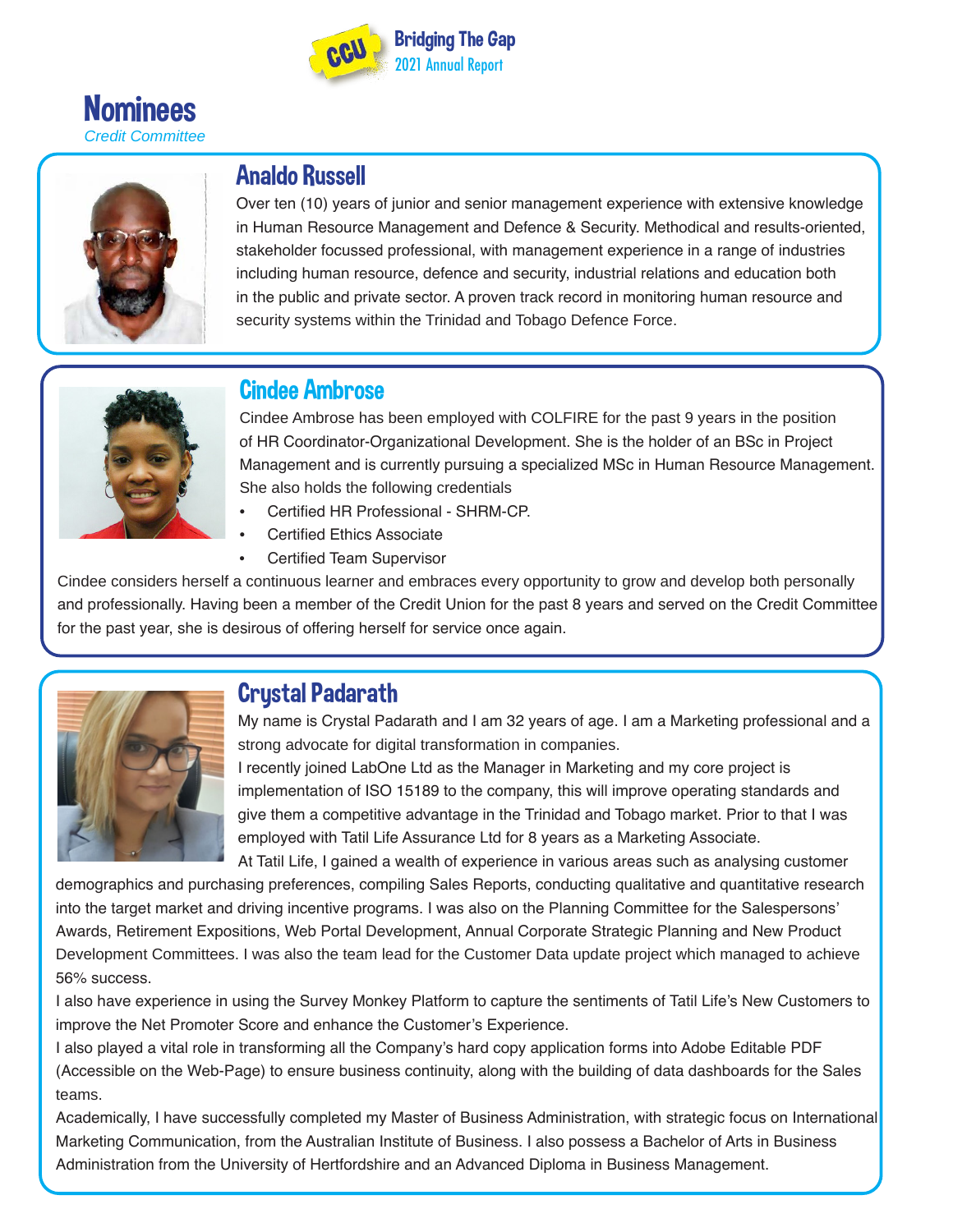# Nominees

*Credit Committee*

## Analdo Russell

Over ten (10) years of junior and senior management experience with extensive knowledge in Human Resource Management and Defence & Security. Methodical and results-oriented, stakeholder focussed professional, with management experience in a range of industries including human resource, defence and security, industrial relations and education both in the public and private sector. A proven track record in monitoring human resource and security systems within the Trinidad and Tobago Defence Force.

## Cindee Ambrose

Cindee Ambrose has been employed with COLFIRE for the past 9 years in the position of HR Coordinator-Organizational Development. She is the holder of an BSc in Project Management and is currently pursuing a specialized MSc in Human Resource Management. She also holds the following credentials

- Certified HR Professional - SHRM-CP.
- Certified Ethics Associate
- Certified Team Supervisor

Cindee considers herself a continuous learner and embraces every opportunity to grow and develop both personally and professionally. Having been a member of the Credit Union for the past 8 years and served on the Credit Committee for the past year, she is desirous of offering herself for service once again.

## Crystal Padarath

My name is Crystal Padarath and I am 32 years of age. I am a Marketing professional and a strong advocate for digital transformation in companies.

I recently joined LabOne Ltd as the Manager in Marketing and my core project is implementation of ISO 15189 to the company, this will improve operating standards and give them a competitive advantage in the Trinidad and Tobago market. Prior to that I was employed with Tatil Life Assurance Ltd for 8 years as a Marketing Associate.

At Tatil Life, I gained a wealth of experience in various areas such as analysing customer demographics and purchasing preferences, compiling Sales Reports, conducting qualitative and quantitative research into the target market and driving incentive programs. I was also on the Planning Committee for the Salespersons' Awards, Retirement Expositions, Web Portal Development, Annual Corporate Strategic Planning and New Product Development Committees. I was also the team lead for the Customer Data update project which managed to achieve 56% success.

I also have experience in using the Survey Monkey Platform to capture the sentiments of Tatil Life's New Customers to improve the Net Promoter Score and enhance the Customer's Experience.

I also played a vital role in transforming all the Company's hard copy application forms into Adobe Editable PDF (Accessible on the Web-Page) to ensure business continuity, along with the building of data dashboards for the Sales teams.

Academically, I have successfully completed my Master of Business Administration, with strategic focus on International Marketing Communication, from the Australian Institute of Business. I also possess a Bachelor of Arts in Business Administration from the University of Hertfordshire and an Advanced Diploma in Business Management.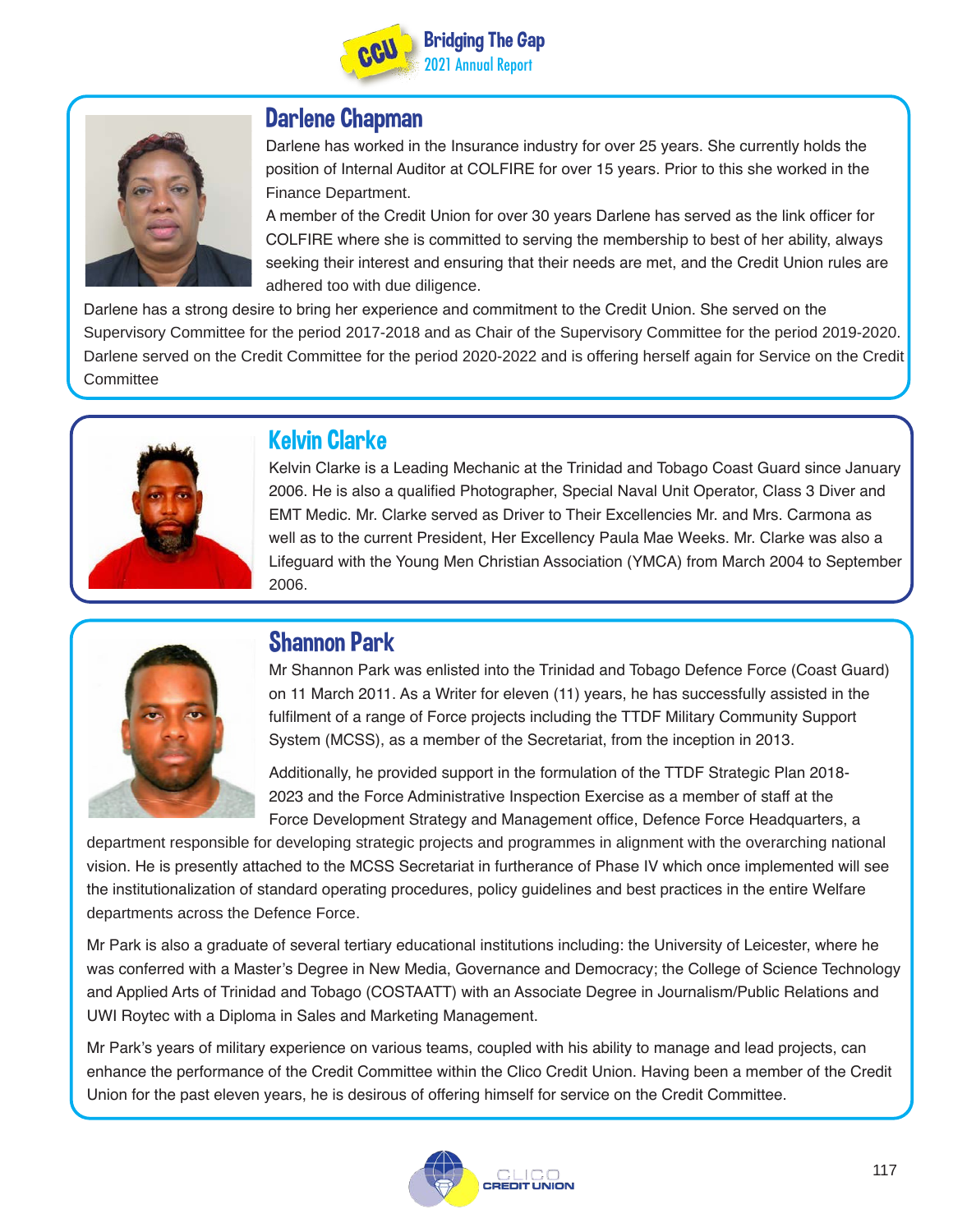## Darlene Chapman

Darlene has worked in the Insurance industry for over 25 years. She currently holds the position of Internal Auditor at COLFIRE for over 15 years. Prior to this she worked in the Finance Department.

A member of the Credit Union for over 30 years Darlene has served as the link officer for COLFIRE where she is committed to serving the membership to best of her ability, always seeking their interest and ensuring that their needs are met, and the Credit Union rules are adhered too with due diligence.

Darlene has a strong desire to bring her experience and commitment to the Credit Union. She served on the Supervisory Committee for the period 2017-2018 and as Chair of the Supervisory Committee for the period 2019-2020. Darlene served on the Credit Committee for the period 2020-2022 and is offering herself again for Service on the Credit Committee

## Kelvin Clarke

Kelvin Clarke is a Leading Mechanic at the Trinidad and Tobago Coast Guard since January 2006. He is also a qualified Photographer, Special Naval Unit Operator, Class 3 Diver and EMT Medic. Mr. Clarke served as Driver to Their Excellencies Mr. and Mrs. Carmona as well as to the current President, Her Excellency Paula Mae Weeks. Mr. Clarke was also a Lifeguard with the Young Men Christian Association (YMCA) from March 2004 to September 2006.

## Shannon Park

Mr Shannon Park was enlisted into the Trinidad and Tobago Defence Force (Coast Guard) on 11 March 2011. As a Writer for eleven (11) years, he has successfully assisted in the fulfilment of a range of Force projects including the TTDF Military Community Support System (MCSS), as a member of the Secretariat, from the inception in 2013.

Additionally, he provided support in the formulation of the TTDF Strategic Plan 2018-2023 and the Force Administrative Inspection Exercise as a member of staff at the Force Development Strategy and Management office, Defence Force Headquarters, a department responsible for developing strategic projects and programmes in alignment with the overarching national vision. He is presently attached to the MCSS Secretariat in furtherance of Phase IV which once implemented will see the institutionalization of standard operating procedures, policy guidelines and best practices in the entire Welfare departments across the Defence Force.

Mr Park is also a graduate of several tertiary educational institutions including: the University of Leicester, where he was conferred with a Master's Degree in New Media, Governance and Democracy; the College of Science Technology and Applied Arts of Trinidad and Tobago (COSTAATT) with an Associate Degree in Journalism/Public Relations and UWI Roytec with a Diploma in Sales and Marketing Management.

Mr Park's years of military experience on various teams, coupled with his ability to manage and lead projects, can enhance the performance of the Credit Committee within the Clico Credit Union. Having been a member of the Credit Union for the past eleven years, he is desirous of offering himself for service on the Credit Committee.